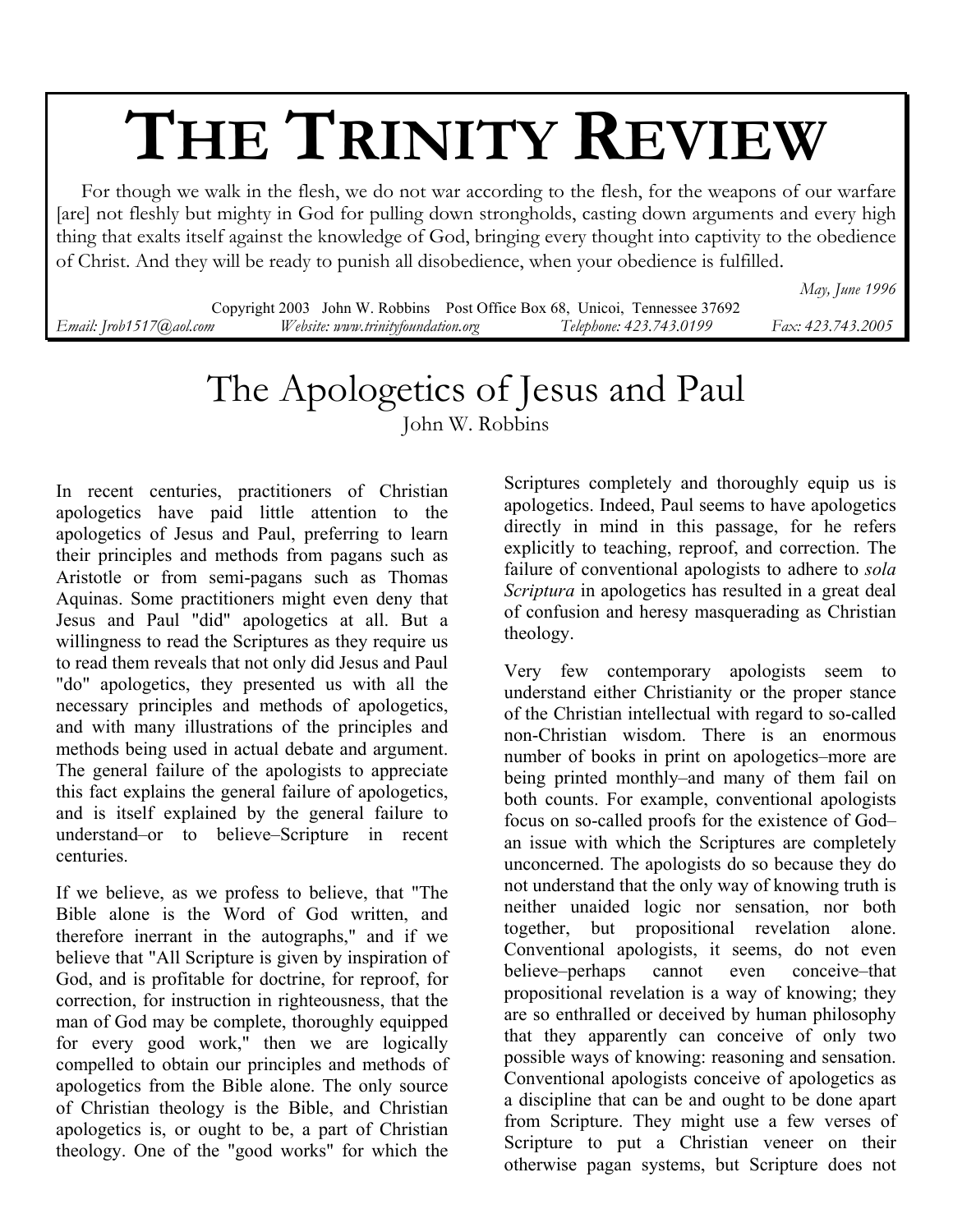# THE TRINITY REVIEW

For though we walk in the flesh, we do not war according to the flesh, for the weapons of our warfare [are] not fleshly but mighty in God for pulling down strongholds, casting down arguments and every high thing that exalts itself against the knowledge of God, bringing every thought into captivity to the obedience of Christ. And they will be ready to punish all disobedience, when your obedience is fulfilled.

*May, June 1996*

Copyright 2003 John W. Robbins Post Office Box 68, Unicoi, Tennessee 37692
*Email: Jrob1517@aol.com* *Website: www.trinityfoundation.org* *Telephone: 423.743.0199* *Fax: 423.743.2005*

## The Apologetics of Jesus and Paul

John W. Robbins

In recent centuries, practitioners of Christian apologetics have paid little attention to the apologetics of Jesus and Paul, preferring to learn their principles and methods from pagans such as Aristotle or from semi-pagans such as Thomas Aquinas. Some practitioners might even deny that Jesus and Paul "did" apologetics at all. But a willingness to read the Scriptures as they require us to read them reveals that not only did Jesus and Paul "do" apologetics, they presented us with all the necessary principles and methods of apologetics, and with many illustrations of the principles and methods being used in actual debate and argument. The general failure of the apologists to appreciate this fact explains the general failure of apologetics, and is itself explained by the general failure to understand–or to believe–Scripture in recent centuries.

If we believe, as we profess to believe, that "The Bible alone is the Word of God written, and therefore inerrant in the autographs," and if we believe that "All Scripture is given by inspiration of God, and is profitable for doctrine, for reproof, for correction, for instruction in righteousness, that the man of God may be complete, thoroughly equipped for every good work," then we are logically compelled to obtain our principles and methods of apologetics from the Bible alone. The only source of Christian theology is the Bible, and Christian apologetics is, or ought to be, a part of Christian theology. One of the "good works" for which the Scriptures completely and thoroughly equip us is apologetics. Indeed, Paul seems to have apologetics directly in mind in this passage, for he refers explicitly to teaching, reproof, and correction. The failure of conventional apologists to adhere to *sola Scriptura* in apologetics has resulted in a great deal of confusion and heresy masquerading as Christian theology.

Very few contemporary apologists seem to understand either Christianity or the proper stance of the Christian intellectual with regard to so-called non-Christian wisdom. There is an enormous number of books in print on apologetics–more are being printed monthly–and many of them fail on both counts. For example, conventional apologists focus on so-called proofs for the existence of God–an issue with which the Scriptures are completely unconcerned. The apologists do so because they do not understand that the only way of knowing truth is neither unaided logic nor sensation, nor both together, but propositional revelation alone. Conventional apologists, it seems, do not even believe–perhaps cannot even conceive–that propositional revelation is a way of knowing; they are so enthralled or deceived by human philosophy that they apparently can conceive of only two possible ways of knowing: reasoning and sensation. Conventional apologists conceive of apologetics as a discipline that can be and ought to be done apart from Scripture. They might use a few verses of Scripture to put a Christian veneer on their otherwise pagan systems, but Scripture does not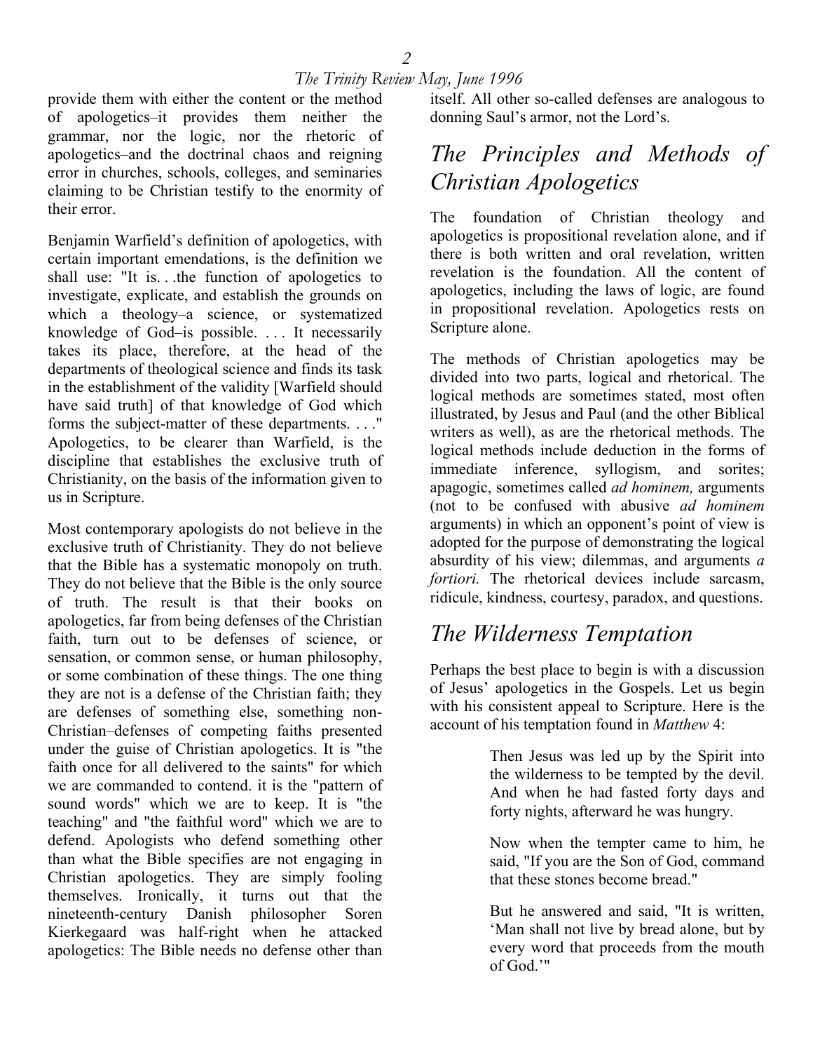provide them with either the content or the method of apologetics–it provides them neither the grammar, nor the logic, nor the rhetoric of apologetics–and the doctrinal chaos and reigning error in churches, schools, colleges, and seminaries claiming to be Christian testify to the enormity of their error.

Benjamin Warfield's definition of apologetics, with certain important emendations, is the definition we shall use: "It is. . .the function of apologetics to investigate, explicate, and establish the grounds on which a theology–a science, or systematized knowledge of God–is possible. . . . It necessarily takes its place, therefore, at the head of the departments of theological science and finds its task in the establishment of the validity [Warfield should have said truth] of that knowledge of God which forms the subject-matter of these departments. . . ." Apologetics, to be clearer than Warfield, is the discipline that establishes the exclusive truth of Christianity, on the basis of the information given to us in Scripture.

Most contemporary apologists do not believe in the exclusive truth of Christianity. They do not believe that the Bible has a systematic monopoly on truth. They do not believe that the Bible is the only source of truth. The result is that their books on apologetics, far from being defenses of the Christian faith, turn out to be defenses of science, or sensation, or common sense, or human philosophy, or some combination of these things. The one thing they are not is a defense of the Christian faith; they are defenses of something else, something non-Christian–defenses of competing faiths presented under the guise of Christian apologetics. It is "the faith once for all delivered to the saints" for which we are commanded to contend. it is the "pattern of sound words" which we are to keep. It is "the teaching" and "the faithful word" which we are to defend. Apologists who defend something other than what the Bible specifies are not engaging in Christian apologetics. They are simply fooling themselves. Ironically, it turns out that the nineteenth-century Danish philosopher Soren Kierkegaard was half-right when he attacked apologetics: The Bible needs no defense other than itself. All other so-called defenses are analogous to donning Saul's armor, not the Lord's.

## *The Principles and Methods of Christian Apologetics*

The foundation of Christian theology and apologetics is propositional revelation alone, and if there is both written and oral revelation, written revelation is the foundation. All the content of apologetics, including the laws of logic, are found in propositional revelation. Apologetics rests on Scripture alone.

The methods of Christian apologetics may be divided into two parts, logical and rhetorical. The logical methods are sometimes stated, most often illustrated, by Jesus and Paul (and the other Biblical writers as well), as are the rhetorical methods. The logical methods include deduction in the forms of immediate inference, syllogism, and sorites; apagogic, sometimes called *ad hominem,* arguments (not to be confused with abusive *ad hominem* arguments) in which an opponent's point of view is adopted for the purpose of demonstrating the logical absurdity of his view; dilemmas, and arguments *a fortiori.* The rhetorical devices include sarcasm, ridicule, kindness, courtesy, paradox, and questions.

## *The Wilderness Temptation*

Perhaps the best place to begin is with a discussion of Jesus' apologetics in the Gospels. Let us begin with his consistent appeal to Scripture. Here is the account of his temptation found in *Matthew* 4:

> Then Jesus was led up by the Spirit into the wilderness to be tempted by the devil. And when he had fasted forty days and forty nights, afterward he was hungry.
>
> Now when the tempter came to him, he said, "If you are the Son of God, command that these stones become bread."
>
> But he answered and said, "It is written, 'Man shall not live by bread alone, but by every word that proceeds from the mouth of God.'"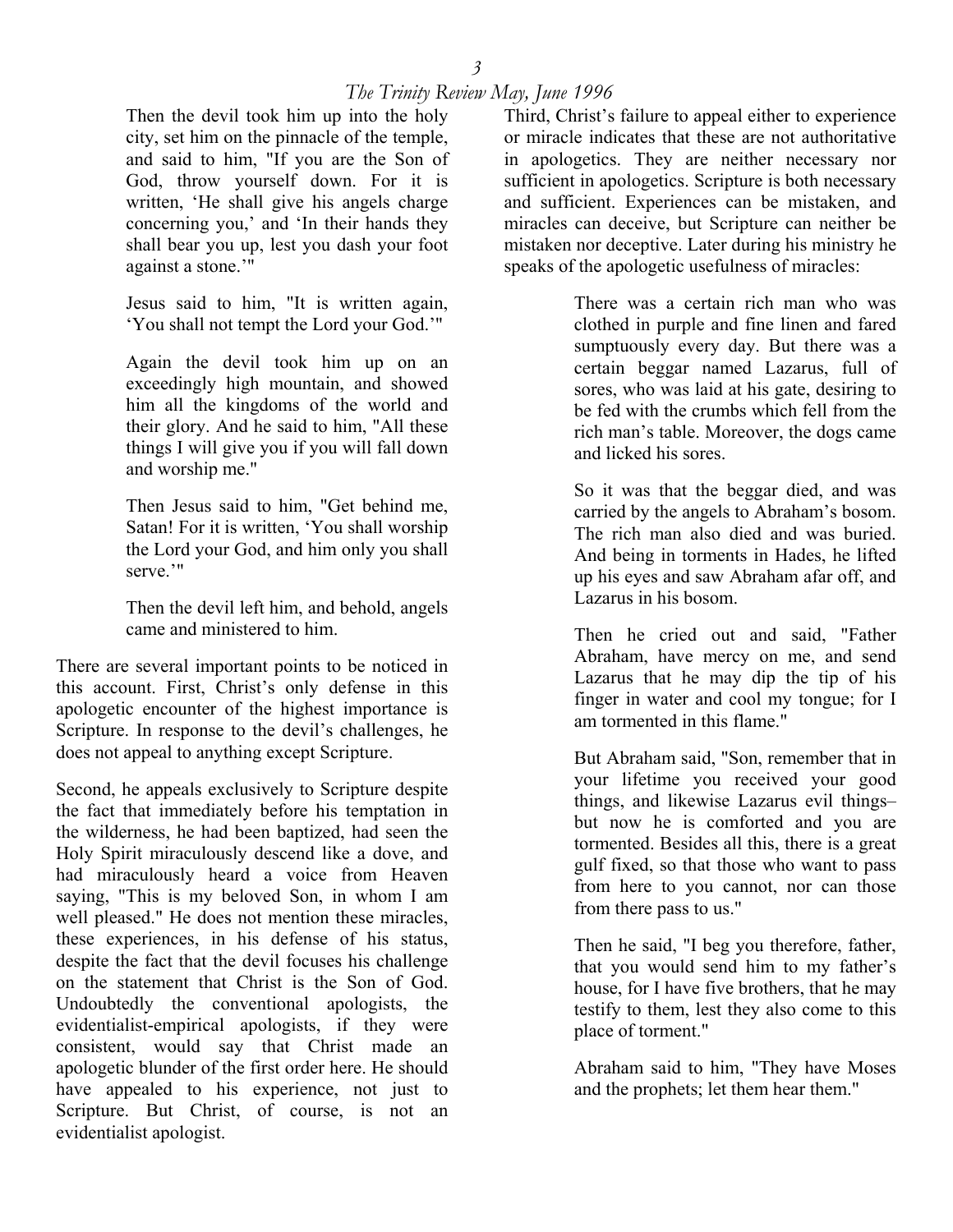> Then the devil took him up into the holy city, set him on the pinnacle of the temple, and said to him, "If you are the Son of God, throw yourself down. For it is written, 'He shall give his angels charge concerning you,' and 'In their hands they shall bear you up, lest you dash your foot against a stone.'"
>
> Jesus said to him, "It is written again, 'You shall not tempt the Lord your God.'"
>
> Again the devil took him up on an exceedingly high mountain, and showed him all the kingdoms of the world and their glory. And he said to him, "All these things I will give you if you will fall down and worship me."
>
> Then Jesus said to him, "Get behind me, Satan! For it is written, 'You shall worship the Lord your God, and him only you shall serve.'"
>
> Then the devil left him, and behold, angels came and ministered to him.

There are several important points to be noticed in this account. First, Christ's only defense in this apologetic encounter of the highest importance is Scripture. In response to the devil's challenges, he does not appeal to anything except Scripture.

Second, he appeals exclusively to Scripture despite the fact that immediately before his temptation in the wilderness, he had been baptized, had seen the Holy Spirit miraculously descend like a dove, and had miraculously heard a voice from Heaven saying, "This is my beloved Son, in whom I am well pleased." He does not mention these miracles, these experiences, in his defense of his status, despite the fact that the devil focuses his challenge on the statement that Christ is the Son of God. Undoubtedly the conventional apologists, the evidentialist-empirical apologists, if they were consistent, would say that Christ made an apologetic blunder of the first order here. He should have appealed to his experience, not just to Scripture. But Christ, of course, is not an evidentialist apologist.

Third, Christ's failure to appeal either to experience or miracle indicates that these are not authoritative in apologetics. They are neither necessary nor sufficient in apologetics. Scripture is both necessary and sufficient. Experiences can be mistaken, and miracles can deceive, but Scripture can neither be mistaken nor deceptive. Later during his ministry he speaks of the apologetic usefulness of miracles:

> There was a certain rich man who was clothed in purple and fine linen and fared sumptuously every day. But there was a certain beggar named Lazarus, full of sores, who was laid at his gate, desiring to be fed with the crumbs which fell from the rich man's table. Moreover, the dogs came and licked his sores.
>
> So it was that the beggar died, and was carried by the angels to Abraham's bosom. The rich man also died and was buried. And being in torments in Hades, he lifted up his eyes and saw Abraham afar off, and Lazarus in his bosom.
>
> Then he cried out and said, "Father Abraham, have mercy on me, and send Lazarus that he may dip the tip of his finger in water and cool my tongue; for I am tormented in this flame."
>
> But Abraham said, "Son, remember that in your lifetime you received your good things, and likewise Lazarus evil things– but now he is comforted and you are tormented. Besides all this, there is a great gulf fixed, so that those who want to pass from here to you cannot, nor can those from there pass to us."
>
> Then he said, "I beg you therefore, father, that you would send him to my father's house, for I have five brothers, that he may testify to them, lest they also come to this place of torment."
>
> Abraham said to him, "They have Moses and the prophets; let them hear them."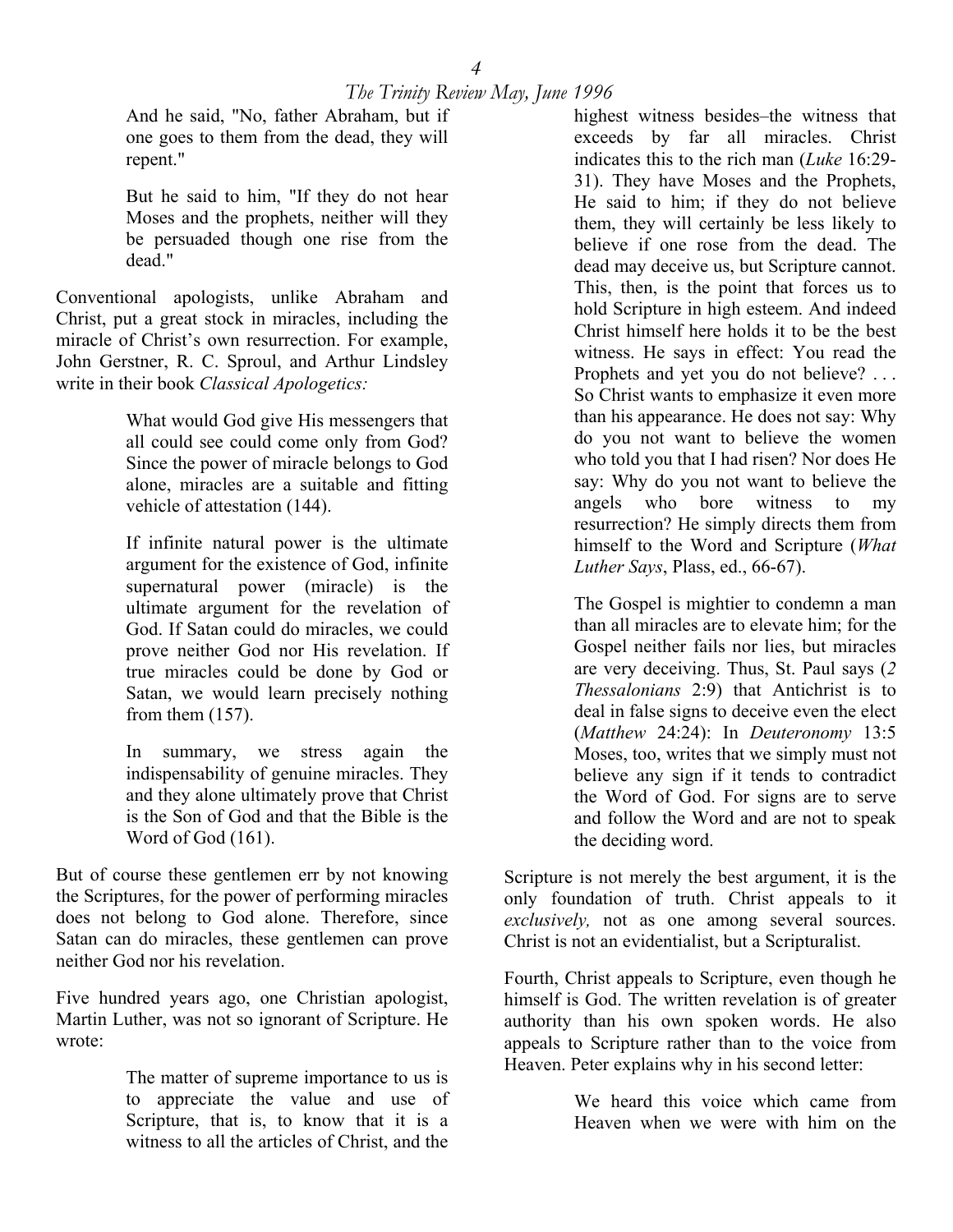> And he said, "No, father Abraham, but if one goes to them from the dead, they will repent."
>
> But he said to him, "If they do not hear Moses and the prophets, neither will they be persuaded though one rise from the dead."

Conventional apologists, unlike Abraham and Christ, put a great stock in miracles, including the miracle of Christ's own resurrection. For example, John Gerstner, R. C. Sproul, and Arthur Lindsley write in their book *Classical Apologetics:*

> What would God give His messengers that all could see could come only from God? Since the power of miracle belongs to God alone, miracles are a suitable and fitting vehicle of attestation (144).
>
> If infinite natural power is the ultimate argument for the existence of God, infinite supernatural power (miracle) is the ultimate argument for the revelation of God. If Satan could do miracles, we could prove neither God nor His revelation. If true miracles could be done by God or Satan, we would learn precisely nothing from them (157).
>
> In summary, we stress again the indispensability of genuine miracles. They and they alone ultimately prove that Christ is the Son of God and that the Bible is the Word of God (161).

But of course these gentlemen err by not knowing the Scriptures, for the power of performing miracles does not belong to God alone. Therefore, since Satan can do miracles, these gentlemen can prove neither God nor his revelation.

Five hundred years ago, one Christian apologist, Martin Luther, was not so ignorant of Scripture. He wrote:

> The matter of supreme importance to us is to appreciate the value and use of Scripture, that is, to know that it is a witness to all the articles of Christ, and the highest witness besides–the witness that exceeds by far all miracles. Christ indicates this to the rich man (*Luke* 16:29-31). They have Moses and the Prophets, He said to him; if they do not believe them, they will certainly be less likely to believe if one rose from the dead. The dead may deceive us, but Scripture cannot. This, then, is the point that forces us to hold Scripture in high esteem. And indeed Christ himself here holds it to be the best witness. He says in effect: You read the Prophets and yet you do not believe? . . . So Christ wants to emphasize it even more than his appearance. He does not say: Why do you not want to believe the women who told you that I had risen? Nor does He say: Why do you not want to believe the angels who bore witness to my resurrection? He simply directs them from himself to the Word and Scripture (*What Luther Says*, Plass, ed., 66-67).
>
> The Gospel is mightier to condemn a man than all miracles are to elevate him; for the Gospel neither fails nor lies, but miracles are very deceiving. Thus, St. Paul says (*2 Thessalonians* 2:9) that Antichrist is to deal in false signs to deceive even the elect (*Matthew* 24:24): In *Deuteronomy* 13:5 Moses, too, writes that we simply must not believe any sign if it tends to contradict the Word of God. For signs are to serve and follow the Word and are not to speak the deciding word.

Scripture is not merely the best argument, it is the only foundation of truth. Christ appeals to it *exclusively,* not as one among several sources. Christ is not an evidentialist, but a Scripturalist.

Fourth, Christ appeals to Scripture, even though he himself is God. The written revelation is of greater authority than his own spoken words. He also appeals to Scripture rather than to the voice from Heaven. Peter explains why in his second letter:

> We heard this voice which came from Heaven when we were with him on the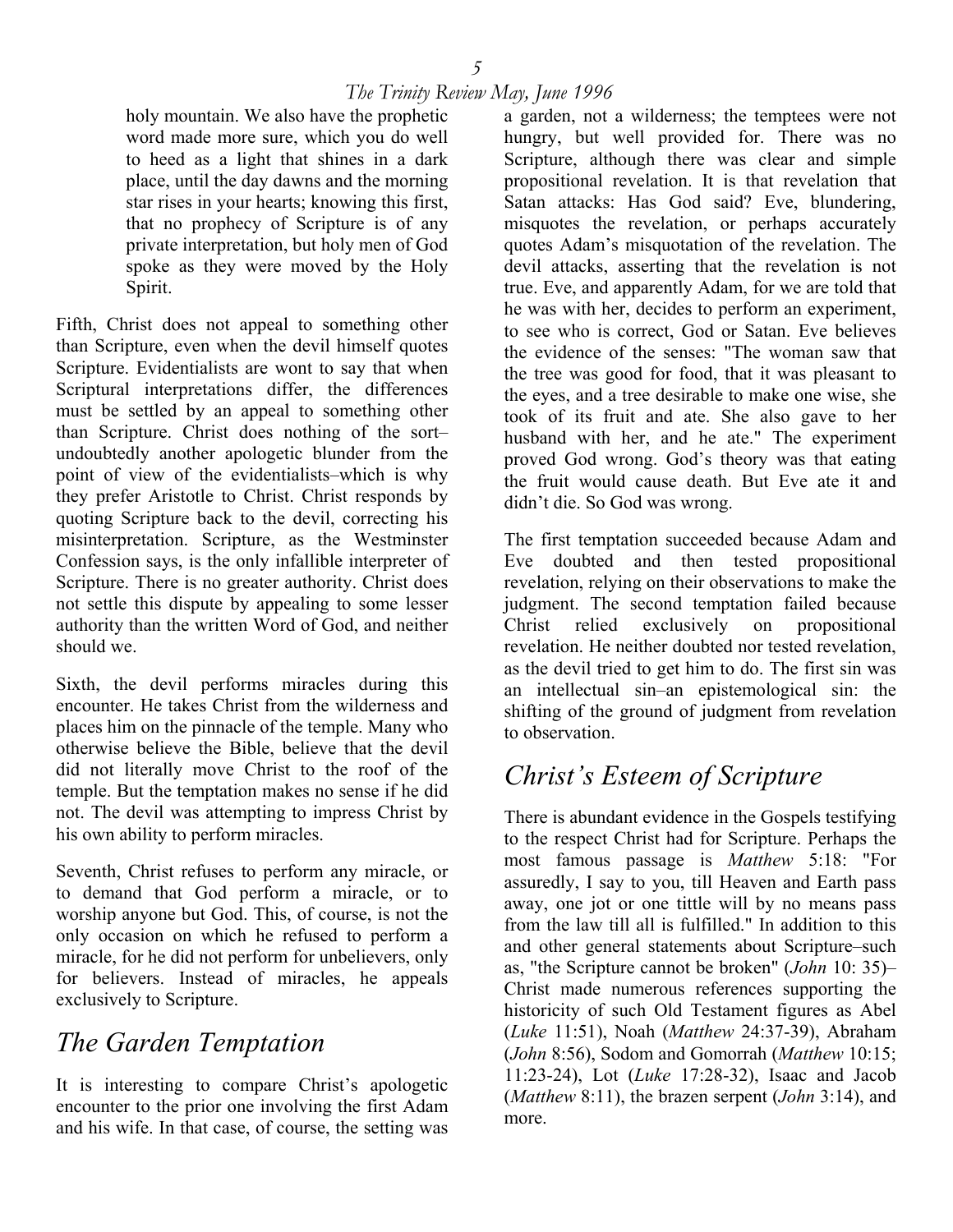> holy mountain. We also have the prophetic word made more sure, which you do well to heed as a light that shines in a dark place, until the day dawns and the morning star rises in your hearts; knowing this first, that no prophecy of Scripture is of any private interpretation, but holy men of God spoke as they were moved by the Holy Spirit.

Fifth, Christ does not appeal to something other than Scripture, even when the devil himself quotes Scripture. Evidentialists are wont to say that when Scriptural interpretations differ, the differences must be settled by an appeal to something other than Scripture. Christ does nothing of the sort–undoubtedly another apologetic blunder from the point of view of the evidentialists–which is why they prefer Aristotle to Christ. Christ responds by quoting Scripture back to the devil, correcting his misinterpretation. Scripture, as the Westminster Confession says, is the only infallible interpreter of Scripture. There is no greater authority. Christ does not settle this dispute by appealing to some lesser authority than the written Word of God, and neither should we.

Sixth, the devil performs miracles during this encounter. He takes Christ from the wilderness and places him on the pinnacle of the temple. Many who otherwise believe the Bible, believe that the devil did not literally move Christ to the roof of the temple. But the temptation makes no sense if he did not. The devil was attempting to impress Christ by his own ability to perform miracles.

Seventh, Christ refuses to perform any miracle, or to demand that God perform a miracle, or to worship anyone but God. This, of course, is not the only occasion on which he refused to perform a miracle, for he did not perform for unbelievers, only for believers. Instead of miracles, he appeals exclusively to Scripture.

## The Garden Temptation

It is interesting to compare Christ's apologetic encounter to the prior one involving the first Adam and his wife. In that case, of course, the setting was a garden, not a wilderness; the temptees were not hungry, but well provided for. There was no Scripture, although there was clear and simple propositional revelation. It is that revelation that Satan attacks: Has God said? Eve, blundering, misquotes the revelation, or perhaps accurately quotes Adam's misquotation of the revelation. The devil attacks, asserting that the revelation is not true. Eve, and apparently Adam, for we are told that he was with her, decides to perform an experiment, to see who is correct, God or Satan. Eve believes the evidence of the senses: "The woman saw that the tree was good for food, that it was pleasant to the eyes, and a tree desirable to make one wise, she took of its fruit and ate. She also gave to her husband with her, and he ate." The experiment proved God wrong. God's theory was that eating the fruit would cause death. But Eve ate it and didn't die. So God was wrong.

The first temptation succeeded because Adam and Eve doubted and then tested propositional revelation, relying on their observations to make the judgment. The second temptation failed because Christ relied exclusively on propositional revelation. He neither doubted nor tested revelation, as the devil tried to get him to do. The first sin was an intellectual sin–an epistemological sin: the shifting of the ground of judgment from revelation to observation.

## Christ's Esteem of Scripture

There is abundant evidence in the Gospels testifying to the respect Christ had for Scripture. Perhaps the most famous passage is *Matthew* 5:18: "For assuredly, I say to you, till Heaven and Earth pass away, one jot or one tittle will by no means pass from the law till all is fulfilled." In addition to this and other general statements about Scripture–such as, "the Scripture cannot be broken" (*John* 10: 35)–Christ made numerous references supporting the historicity of such Old Testament figures as Abel (*Luke* 11:51), Noah (*Matthew* 24:37-39), Abraham (*John* 8:56), Sodom and Gomorrah (*Matthew* 10:15; 11:23-24), Lot (*Luke* 17:28-32), Isaac and Jacob (*Matthew* 8:11), the brazen serpent (*John* 3:14), and more.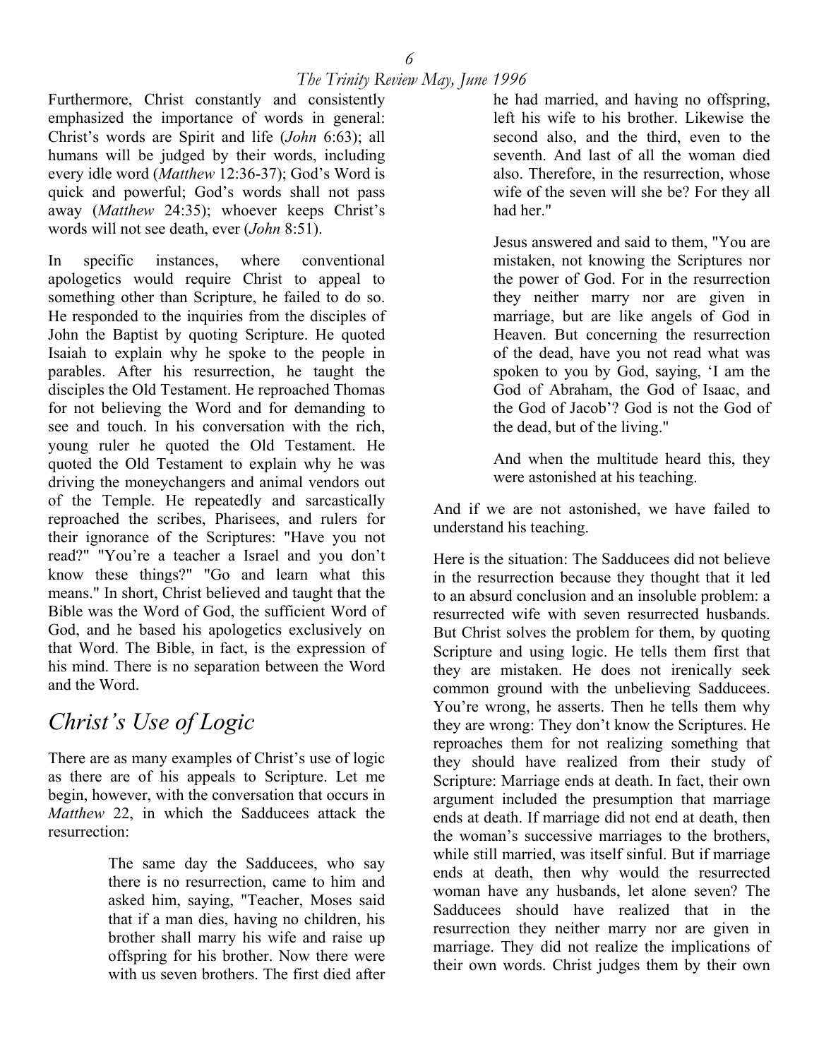Furthermore, Christ constantly and consistently emphasized the importance of words in general: Christ's words are Spirit and life (*John* 6:63); all humans will be judged by their words, including every idle word (*Matthew* 12:36-37); God's Word is quick and powerful; God's words shall not pass away (*Matthew* 24:35); whoever keeps Christ's words will not see death, ever (*John* 8:51).

In specific instances, where conventional apologetics would require Christ to appeal to something other than Scripture, he failed to do so. He responded to the inquiries from the disciples of John the Baptist by quoting Scripture. He quoted Isaiah to explain why he spoke to the people in parables. After his resurrection, he taught the disciples the Old Testament. He reproached Thomas for not believing the Word and for demanding to see and touch. In his conversation with the rich, young ruler he quoted the Old Testament. He quoted the Old Testament to explain why he was driving the moneychangers and animal vendors out of the Temple. He repeatedly and sarcastically reproached the scribes, Pharisees, and rulers for their ignorance of the Scriptures: "Have you not read?" "You're a teacher a Israel and you don't know these things?" "Go and learn what this means." In short, Christ believed and taught that the Bible was the Word of God, the sufficient Word of God, and he based his apologetics exclusively on that Word. The Bible, in fact, is the expression of his mind. There is no separation between the Word and the Word.

## *Christ's Use of Logic*

There are as many examples of Christ's use of logic as there are of his appeals to Scripture. Let me begin, however, with the conversation that occurs in *Matthew* 22, in which the Sadducees attack the resurrection:

> The same day the Sadducees, who say there is no resurrection, came to him and asked him, saying, "Teacher, Moses said that if a man dies, having no children, his brother shall marry his wife and raise up offspring for his brother. Now there were with us seven brothers. The first died after he had married, and having no offspring, left his wife to his brother. Likewise the second also, and the third, even to the seventh. And last of all the woman died also. Therefore, in the resurrection, whose wife of the seven will she be? For they all had her."
>
> Jesus answered and said to them, "You are mistaken, not knowing the Scriptures nor the power of God. For in the resurrection they neither marry nor are given in marriage, but are like angels of God in Heaven. But concerning the resurrection of the dead, have you not read what was spoken to you by God, saying, 'I am the God of Abraham, the God of Isaac, and the God of Jacob'? God is not the God of the dead, but of the living."
>
> And when the multitude heard this, they were astonished at his teaching.

And if we are not astonished, we have failed to understand his teaching.

Here is the situation: The Sadducees did not believe in the resurrection because they thought that it led to an absurd conclusion and an insoluble problem: a resurrected wife with seven resurrected husbands. But Christ solves the problem for them, by quoting Scripture and using logic. He tells them first that they are mistaken. He does not irenically seek common ground with the unbelieving Sadducees. You're wrong, he asserts. Then he tells them why they are wrong: They don't know the Scriptures. He reproaches them for not realizing something that they should have realized from their study of Scripture: Marriage ends at death. In fact, their own argument included the presumption that marriage ends at death. If marriage did not end at death, then the woman's successive marriages to the brothers, while still married, was itself sinful. But if marriage ends at death, then why would the resurrected woman have any husbands, let alone seven? The Sadducees should have realized that in the resurrection they neither marry nor are given in marriage. They did not realize the implications of their own words. Christ judges them by their own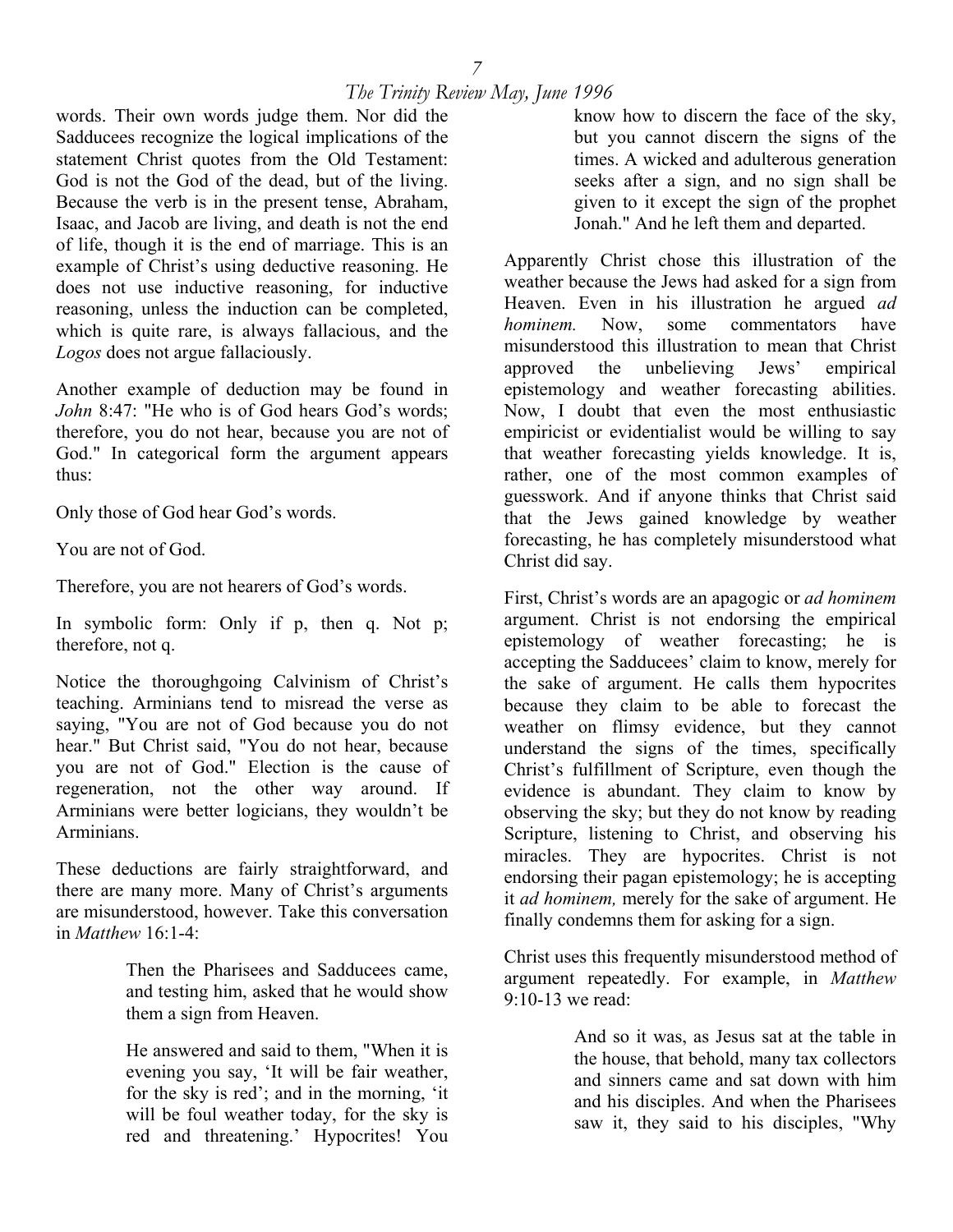words. Their own words judge them. Nor did the Sadducees recognize the logical implications of the statement Christ quotes from the Old Testament: God is not the God of the dead, but of the living. Because the verb is in the present tense, Abraham, Isaac, and Jacob are living, and death is not the end of life, though it is the end of marriage. This is an example of Christ's using deductive reasoning. He does not use inductive reasoning, for inductive reasoning, unless the induction can be completed, which is quite rare, is always fallacious, and the *Logos* does not argue fallaciously.

Another example of deduction may be found in *John* 8:47: "He who is of God hears God's words; therefore, you do not hear, because you are not of God." In categorical form the argument appears thus:

Only those of God hear God's words.

You are not of God.

Therefore, you are not hearers of God's words.

In symbolic form: Only if p, then q. Not p; therefore, not q.

Notice the thoroughgoing Calvinism of Christ's teaching. Arminians tend to misread the verse as saying, "You are not of God because you do not hear." But Christ said, "You do not hear, because you are not of God." Election is the cause of regeneration, not the other way around. If Arminians were better logicians, they wouldn't be Arminians.

These deductions are fairly straightforward, and there are many more. Many of Christ's arguments are misunderstood, however. Take this conversation in *Matthew* 16:1-4:

> Then the Pharisees and Sadducees came, and testing him, asked that he would show them a sign from Heaven.
>
> He answered and said to them, "When it is evening you say, 'It will be fair weather, for the sky is red'; and in the morning, 'it will be foul weather today, for the sky is red and threatening.' Hypocrites! You know how to discern the face of the sky, but you cannot discern the signs of the times. A wicked and adulterous generation seeks after a sign, and no sign shall be given to it except the sign of the prophet Jonah." And he left them and departed.

Apparently Christ chose this illustration of the weather because the Jews had asked for a sign from Heaven. Even in his illustration he argued *ad hominem.* Now, some commentators have misunderstood this illustration to mean that Christ approved the unbelieving Jews' empirical epistemology and weather forecasting abilities. Now, I doubt that even the most enthusiastic empiricist or evidentialist would be willing to say that weather forecasting yields knowledge. It is, rather, one of the most common examples of guesswork. And if anyone thinks that Christ said that the Jews gained knowledge by weather forecasting, he has completely misunderstood what Christ did say.

First, Christ's words are an apagogic or *ad hominem* argument. Christ is not endorsing the empirical epistemology of weather forecasting; he is accepting the Sadducees' claim to know, merely for the sake of argument. He calls them hypocrites because they claim to be able to forecast the weather on flimsy evidence, but they cannot understand the signs of the times, specifically Christ's fulfillment of Scripture, even though the evidence is abundant. They claim to know by observing the sky; but they do not know by reading Scripture, listening to Christ, and observing his miracles. They are hypocrites. Christ is not endorsing their pagan epistemology; he is accepting it *ad hominem,* merely for the sake of argument. He finally condemns them for asking for a sign.

Christ uses this frequently misunderstood method of argument repeatedly. For example, in *Matthew* 9:10-13 we read:

> And so it was, as Jesus sat at the table in the house, that behold, many tax collectors and sinners came and sat down with him and his disciples. And when the Pharisees saw it, they said to his disciples, "Why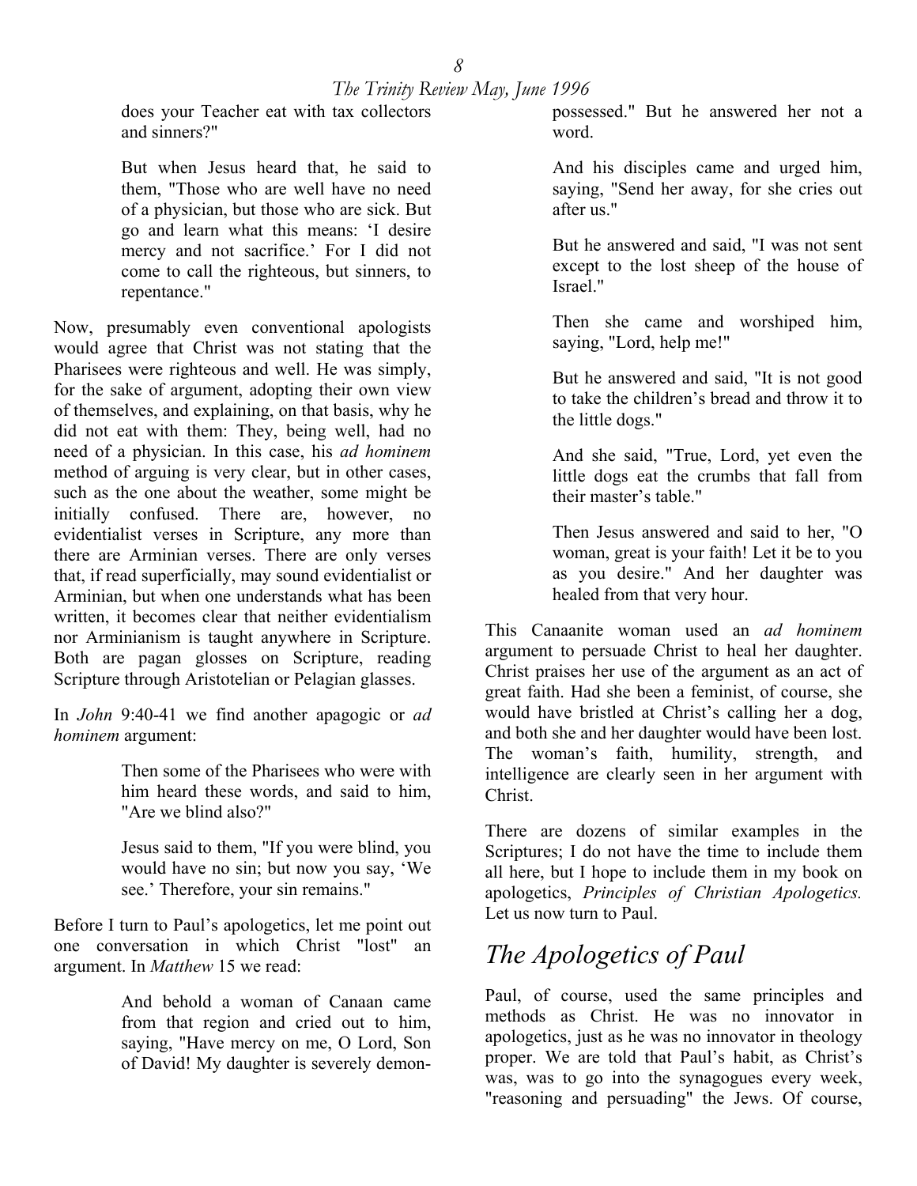does your Teacher eat with tax collectors and sinners?"

> But when Jesus heard that, he said to them, "Those who are well have no need of a physician, but those who are sick. But go and learn what this means: 'I desire mercy and not sacrifice.' For I did not come to call the righteous, but sinners, to repentance."

Now, presumably even conventional apologists would agree that Christ was not stating that the Pharisees were righteous and well. He was simply, for the sake of argument, adopting their own view of themselves, and explaining, on that basis, why he did not eat with them: They, being well, had no need of a physician. In this case, his *ad hominem* method of arguing is very clear, but in other cases, such as the one about the weather, some might be initially confused. There are, however, no evidentialist verses in Scripture, any more than there are Arminian verses. There are only verses that, if read superficially, may sound evidentialist or Arminian, but when one understands what has been written, it becomes clear that neither evidentialism nor Arminianism is taught anywhere in Scripture. Both are pagan glosses on Scripture, reading Scripture through Aristotelian or Pelagian glasses.

In *John* 9:40-41 we find another apagogic or *ad hominem* argument:

> Then some of the Pharisees who were with him heard these words, and said to him, "Are we blind also?"
>
> Jesus said to them, "If you were blind, you would have no sin; but now you say, 'We see.' Therefore, your sin remains."

Before I turn to Paul's apologetics, let me point out one conversation in which Christ "lost" an argument. In *Matthew* 15 we read:

> And behold a woman of Canaan came from that region and cried out to him, saying, "Have mercy on me, O Lord, Son of David! My daughter is severely demon-possessed." But he answered her not a word.
>
> And his disciples came and urged him, saying, "Send her away, for she cries out after us."
>
> But he answered and said, "I was not sent except to the lost sheep of the house of Israel."
>
> Then she came and worshiped him, saying, "Lord, help me!"
>
> But he answered and said, "It is not good to take the children's bread and throw it to the little dogs."
>
> And she said, "True, Lord, yet even the little dogs eat the crumbs that fall from their master's table."
>
> Then Jesus answered and said to her, "O woman, great is your faith! Let it be to you as you desire." And her daughter was healed from that very hour.

This Canaanite woman used an *ad hominem* argument to persuade Christ to heal her daughter. Christ praises her use of the argument as an act of great faith. Had she been a feminist, of course, she would have bristled at Christ's calling her a dog, and both she and her daughter would have been lost. The woman's faith, humility, strength, and intelligence are clearly seen in her argument with Christ.

There are dozens of similar examples in the Scriptures; I do not have the time to include them all here, but I hope to include them in my book on apologetics, *Principles of Christian Apologetics.* Let us now turn to Paul.

## The Apologetics of Paul

Paul, of course, used the same principles and methods as Christ. He was no innovator in apologetics, just as he was no innovator in theology proper. We are told that Paul's habit, as Christ's was, was to go into the synagogues every week, "reasoning and persuading" the Jews. Of course,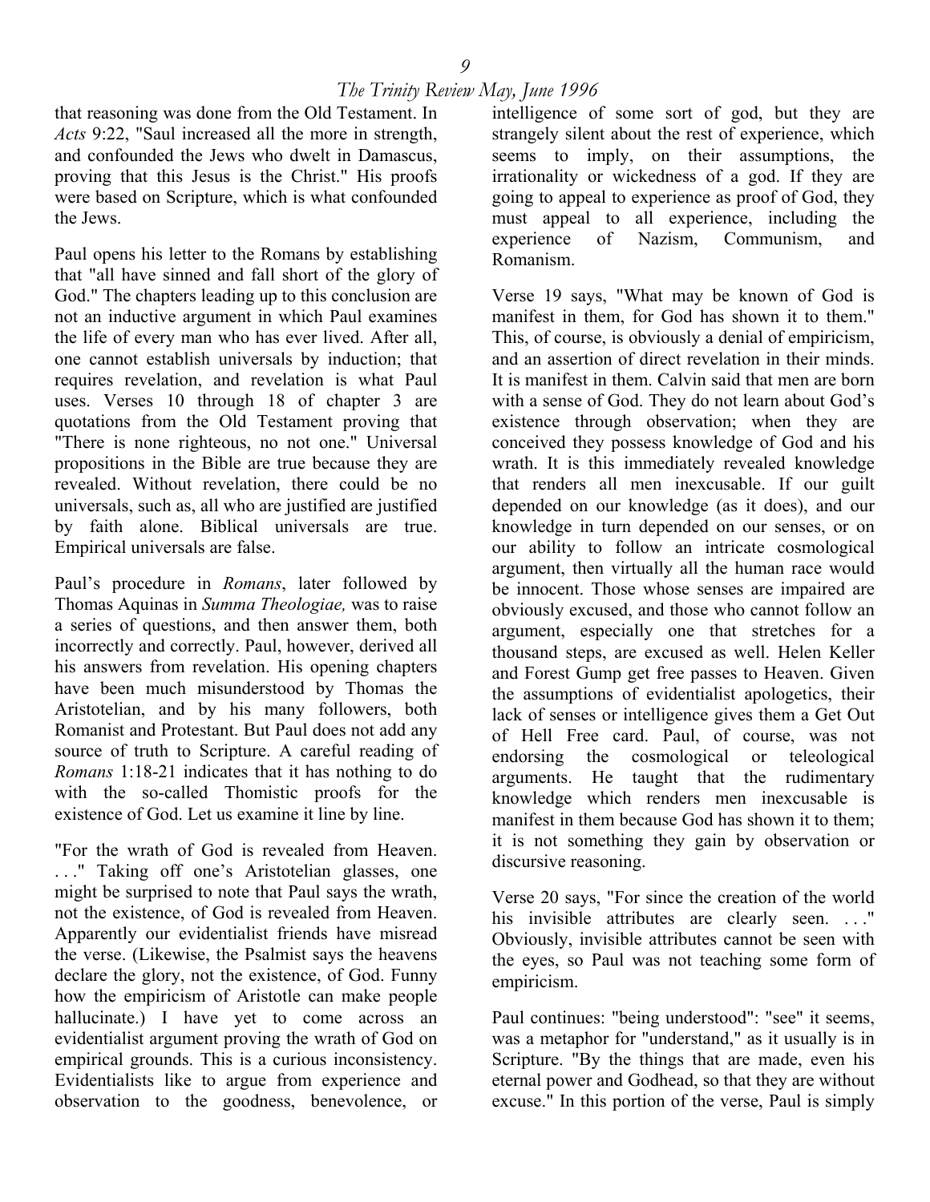that reasoning was done from the Old Testament. In *Acts* 9:22, "Saul increased all the more in strength, and confounded the Jews who dwelt in Damascus, proving that this Jesus is the Christ." His proofs were based on Scripture, which is what confounded the Jews.

Paul opens his letter to the Romans by establishing that "all have sinned and fall short of the glory of God." The chapters leading up to this conclusion are not an inductive argument in which Paul examines the life of every man who has ever lived. After all, one cannot establish universals by induction; that requires revelation, and revelation is what Paul uses. Verses 10 through 18 of chapter 3 are quotations from the Old Testament proving that "There is none righteous, no not one." Universal propositions in the Bible are true because they are revealed. Without revelation, there could be no universals, such as, all who are justified are justified by faith alone. Biblical universals are true. Empirical universals are false.

Paul's procedure in *Romans*, later followed by Thomas Aquinas in *Summa Theologiae,* was to raise a series of questions, and then answer them, both incorrectly and correctly. Paul, however, derived all his answers from revelation. His opening chapters have been much misunderstood by Thomas the Aristotelian, and by his many followers, both Romanist and Protestant. But Paul does not add any source of truth to Scripture. A careful reading of *Romans* 1:18-21 indicates that it has nothing to do with the so-called Thomistic proofs for the existence of God. Let us examine it line by line.

"For the wrath of God is revealed from Heaven. . . ." Taking off one's Aristotelian glasses, one might be surprised to note that Paul says the wrath, not the existence, of God is revealed from Heaven. Apparently our evidentialist friends have misread the verse. (Likewise, the Psalmist says the heavens declare the glory, not the existence, of God. Funny how the empiricism of Aristotle can make people hallucinate.) I have yet to come across an evidentialist argument proving the wrath of God on empirical grounds. This is a curious inconsistency. Evidentialists like to argue from experience and observation to the goodness, benevolence, or intelligence of some sort of god, but they are strangely silent about the rest of experience, which seems to imply, on their assumptions, the irrationality or wickedness of a god. If they are going to appeal to experience as proof of God, they must appeal to all experience, including the experience of Nazism, Communism, and Romanism.

Verse 19 says, "What may be known of God is manifest in them, for God has shown it to them." This, of course, is obviously a denial of empiricism, and an assertion of direct revelation in their minds. It is manifest in them. Calvin said that men are born with a sense of God. They do not learn about God's existence through observation; when they are conceived they possess knowledge of God and his wrath. It is this immediately revealed knowledge that renders all men inexcusable. If our guilt depended on our knowledge (as it does), and our knowledge in turn depended on our senses, or on our ability to follow an intricate cosmological argument, then virtually all the human race would be innocent. Those whose senses are impaired are obviously excused, and those who cannot follow an argument, especially one that stretches for a thousand steps, are excused as well. Helen Keller and Forest Gump get free passes to Heaven. Given the assumptions of evidentialist apologetics, their lack of senses or intelligence gives them a Get Out of Hell Free card. Paul, of course, was not endorsing the cosmological or teleological arguments. He taught that the rudimentary knowledge which renders men inexcusable is manifest in them because God has shown it to them; it is not something they gain by observation or discursive reasoning.

Verse 20 says, "For since the creation of the world his invisible attributes are clearly seen. . . ." Obviously, invisible attributes cannot be seen with the eyes, so Paul was not teaching some form of empiricism.

Paul continues: "being understood": "see" it seems, was a metaphor for "understand," as it usually is in Scripture. "By the things that are made, even his eternal power and Godhead, so that they are without excuse." In this portion of the verse, Paul is simply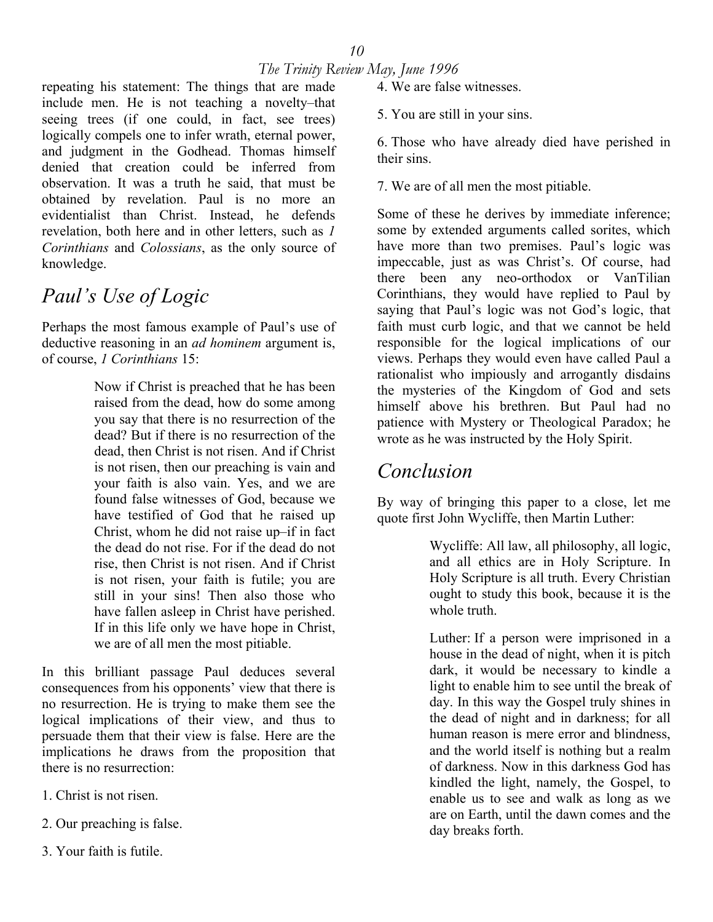repeating his statement: The things that are made include men. He is not teaching a novelty–that seeing trees (if one could, in fact, see trees) logically compels one to infer wrath, eternal power, and judgment in the Godhead. Thomas himself denied that creation could be inferred from observation. It was a truth he said, that must be obtained by revelation. Paul is no more an evidentialist than Christ. Instead, he defends revelation, both here and in other letters, such as *1 Corinthians* and *Colossians*, as the only source of knowledge.

## *Paul's Use of Logic*

Perhaps the most famous example of Paul's use of deductive reasoning in an *ad hominem* argument is, of course, *1 Corinthians* 15:

> Now if Christ is preached that he has been raised from the dead, how do some among you say that there is no resurrection of the dead? But if there is no resurrection of the dead, then Christ is not risen. And if Christ is not risen, then our preaching is vain and your faith is also vain. Yes, and we are found false witnesses of God, because we have testified of God that he raised up Christ, whom he did not raise up–if in fact the dead do not rise. For if the dead do not rise, then Christ is not risen. And if Christ is not risen, your faith is futile; you are still in your sins! Then also those who have fallen asleep in Christ have perished. If in this life only we have hope in Christ, we are of all men the most pitiable.

In this brilliant passage Paul deduces several consequences from his opponents' view that there is no resurrection. He is trying to make them see the logical implications of their view, and thus to persuade them that their view is false. Here are the implications he draws from the proposition that there is no resurrection:

1. Christ is not risen.
2. Our preaching is false.
3. Your faith is futile.
4. We are false witnesses.
5. You are still in your sins.
6. Those who have already died have perished in their sins.
7. We are of all men the most pitiable.

Some of these he derives by immediate inference; some by extended arguments called sorites, which have more than two premises. Paul's logic was impeccable, just as was Christ's. Of course, had there been any neo-orthodox or VanTilian Corinthians, they would have replied to Paul by saying that Paul's logic was not God's logic, that faith must curb logic, and that we cannot be held responsible for the logical implications of our views. Perhaps they would even have called Paul a rationalist who impiously and arrogantly disdains the mysteries of the Kingdom of God and sets himself above his brethren. But Paul had no patience with Mystery or Theological Paradox; he wrote as he was instructed by the Holy Spirit.

## *Conclusion*

By way of bringing this paper to a close, let me quote first John Wycliffe, then Martin Luther:

> Wycliffe: All law, all philosophy, all logic, and all ethics are in Holy Scripture. In Holy Scripture is all truth. Every Christian ought to study this book, because it is the whole truth.
>
> Luther: If a person were imprisoned in a house in the dead of night, when it is pitch dark, it would be necessary to kindle a light to enable him to see until the break of day. In this way the Gospel truly shines in the dead of night and in darkness; for all human reason is mere error and blindness, and the world itself is nothing but a realm of darkness. Now in this darkness God has kindled the light, namely, the Gospel, to enable us to see and walk as long as we are on Earth, until the dawn comes and the day breaks forth.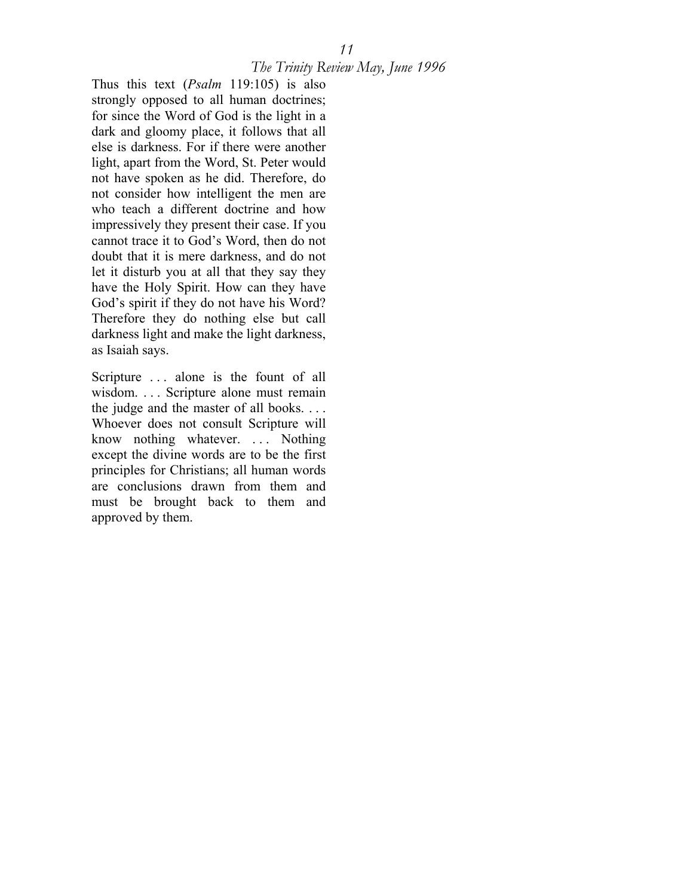Thus this text (*Psalm* 119:105) is also strongly opposed to all human doctrines; for since the Word of God is the light in a dark and gloomy place, it follows that all else is darkness. For if there were another light, apart from the Word, St. Peter would not have spoken as he did. Therefore, do not consider how intelligent the men are who teach a different doctrine and how impressively they present their case. If you cannot trace it to God's Word, then do not doubt that it is mere darkness, and do not let it disturb you at all that they say they have the Holy Spirit. How can they have God's spirit if they do not have his Word? Therefore they do nothing else but call darkness light and make the light darkness, as Isaiah says.

Scripture . . . alone is the fount of all wisdom. . . . Scripture alone must remain the judge and the master of all books. . . . Whoever does not consult Scripture will know nothing whatever. . . . Nothing except the divine words are to be the first principles for Christians; all human words are conclusions drawn from them and must be brought back to them and approved by them.